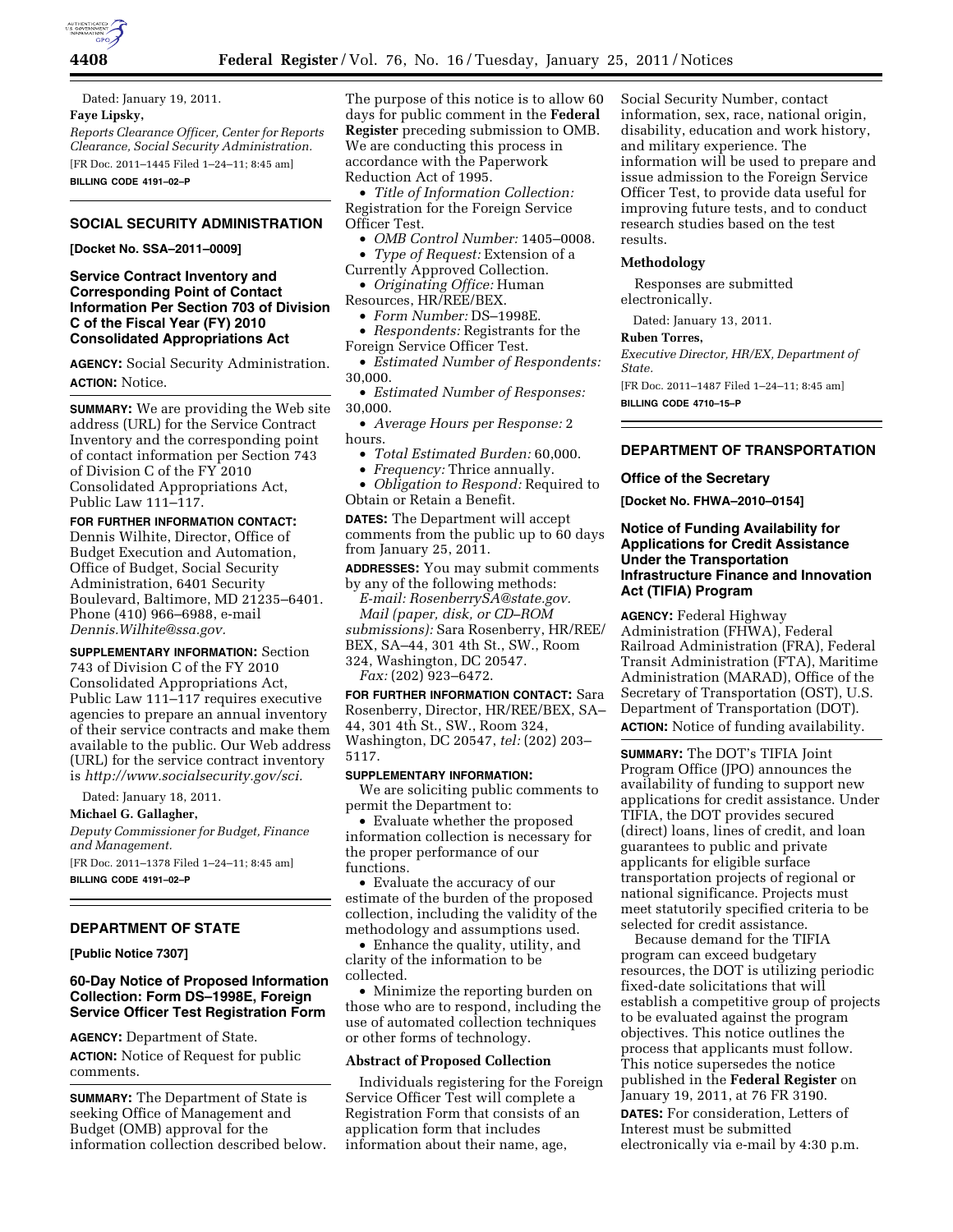Dated: January 19, 2011.

**Faye Lipsky,**

*Reports Clearance Officer, Center for Reports Clearance, Social Security Administration.*

[FR Doc. 2011–1445 Filed 1–24–11; 8:45 am]

**BILLING CODE 4191–02–P**

## SOCIAL SECURITY ADMINISTRATION

**[Docket No. SSA–2011–0009]**

### Service Contract Inventory and Corresponding Point of Contact Information Per Section 703 of Division C of the Fiscal Year (FY) 2010 Consolidated Appropriations Act

**AGENCY:** Social Security Administration.

**ACTION:** Notice.

**SUMMARY:** We are providing the Web site address (URL) for the Service Contract Inventory and the corresponding point of contact information per Section 743 of Division C of the FY 2010 Consolidated Appropriations Act, Public Law 111–117.

**FOR FURTHER INFORMATION CONTACT:** Dennis Wilhite, Director, Office of Budget Execution and Automation, Office of Budget, Social Security Administration, 6401 Security Boulevard, Baltimore, MD 21235–6401. Phone (410) 966–6988, e-mail *Dennis.Wilhite@ssa.gov.*

**SUPPLEMENTARY INFORMATION:** Section 743 of Division C of the FY 2010 Consolidated Appropriations Act, Public Law 111–117 requires executive agencies to prepare an annual inventory of their service contracts and make them available to the public. Our Web address (URL) for the service contract inventory is *http://www.socialsecurity.gov/sci.*

Dated: January 18, 2011.

**Michael G. Gallagher,**

*Deputy Commissioner for Budget, Finance and Management.*

[FR Doc. 2011–1378 Filed 1–24–11; 8:45 am]

**BILLING CODE 4191–02–P**

## DEPARTMENT OF STATE

**[Public Notice 7307]**

### 60-Day Notice of Proposed Information Collection: Form DS–1998E, Foreign Service Officer Test Registration Form

**AGENCY:** Department of State.

**ACTION:** Notice of Request for public comments.

**SUMMARY:** The Department of State is seeking Office of Management and Budget (OMB) approval for the information collection described below. The purpose of this notice is to allow 60 days for public comment in the **Federal Register** preceding submission to OMB. We are conducting this process in accordance with the Paperwork Reduction Act of 1995.

- *Title of Information Collection:* Registration for the Foreign Service Officer Test.
- *OMB Control Number:* 1405–0008.
- *Type of Request:* Extension of a Currently Approved Collection.
- *Originating Office:* Human Resources, HR/REE/BEX.
- *Form Number:* DS–1998E.
- *Respondents:* Registrants for the Foreign Service Officer Test.
- *Estimated Number of Respondents:* 30,000.
- *Estimated Number of Responses:* 30,000.
- *Average Hours per Response:* 2 hours.
- *Total Estimated Burden:* 60,000.
- *Frequency:* Thrice annually.
- *Obligation to Respond:* Required to Obtain or Retain a Benefit.

**DATES:** The Department will accept comments from the public up to 60 days from January 25, 2011.

**ADDRESSES:** You may submit comments by any of the following methods:

*E-mail: RosenberrySA@state.gov.*

*Mail (paper, disk, or CD–ROM submissions):* Sara Rosenberry, HR/REE/BEX, SA–44, 301 4th St., SW., Room 324, Washington, DC 20547.

*Fax:* (202) 923–6472.

**FOR FURTHER INFORMATION CONTACT:** Sara Rosenberry, Director, HR/REE/BEX, SA–44, 301 4th St., SW., Room 324, Washington, DC 20547, *tel:* (202) 203–5117.

**SUPPLEMENTARY INFORMATION:**

We are soliciting public comments to permit the Department to:

- Evaluate whether the proposed information collection is necessary for the proper performance of our functions.
- Evaluate the accuracy of our estimate of the burden of the proposed collection, including the validity of the methodology and assumptions used.
- Enhance the quality, utility, and clarity of the information to be collected.
- Minimize the reporting burden on those who are to respond, including the use of automated collection techniques or other forms of technology.

#### Abstract of Proposed Collection

Individuals registering for the Foreign Service Officer Test will complete a Registration Form that consists of an application form that includes information about their name, age, Social Security Number, contact information, sex, race, national origin, disability, education and work history, and military experience. The information will be used to prepare and issue admission to the Foreign Service Officer Test, to provide data useful for improving future tests, and to conduct research studies based on the test results.

#### Methodology

Responses are submitted electronically.

Dated: January 13, 2011.

**Ruben Torres,**

*Executive Director, HR/EX, Department of State.*

[FR Doc. 2011–1487 Filed 1–24–11; 8:45 am]

**BILLING CODE 4710–15–P**

## DEPARTMENT OF TRANSPORTATION

### Office of the Secretary

**[Docket No. FHWA–2010–0154]**

### Notice of Funding Availability for Applications for Credit Assistance Under the Transportation Infrastructure Finance and Innovation Act (TIFIA) Program

**AGENCY:** Federal Highway Administration (FHWA), Federal Railroad Administration (FRA), Federal Transit Administration (FTA), Maritime Administration (MARAD), Office of the Secretary of Transportation (OST), U.S. Department of Transportation (DOT).

**ACTION:** Notice of funding availability.

**SUMMARY:** The DOT's TIFIA Joint Program Office (JPO) announces the availability of funding to support new applications for credit assistance. Under TIFIA, the DOT provides secured (direct) loans, lines of credit, and loan guarantees to public and private applicants for eligible surface transportation projects of regional or national significance. Projects must meet statutorily specified criteria to be selected for credit assistance.

Because demand for the TIFIA program can exceed budgetary resources, the DOT is utilizing periodic fixed-date solicitations that will establish a competitive group of projects to be evaluated against the program objectives. This notice outlines the process that applicants must follow. This notice supersedes the notice published in the **Federal Register** on January 19, 2011, at 76 FR 3190.

**DATES:** For consideration, Letters of Interest must be submitted electronically via e-mail by 4:30 p.m.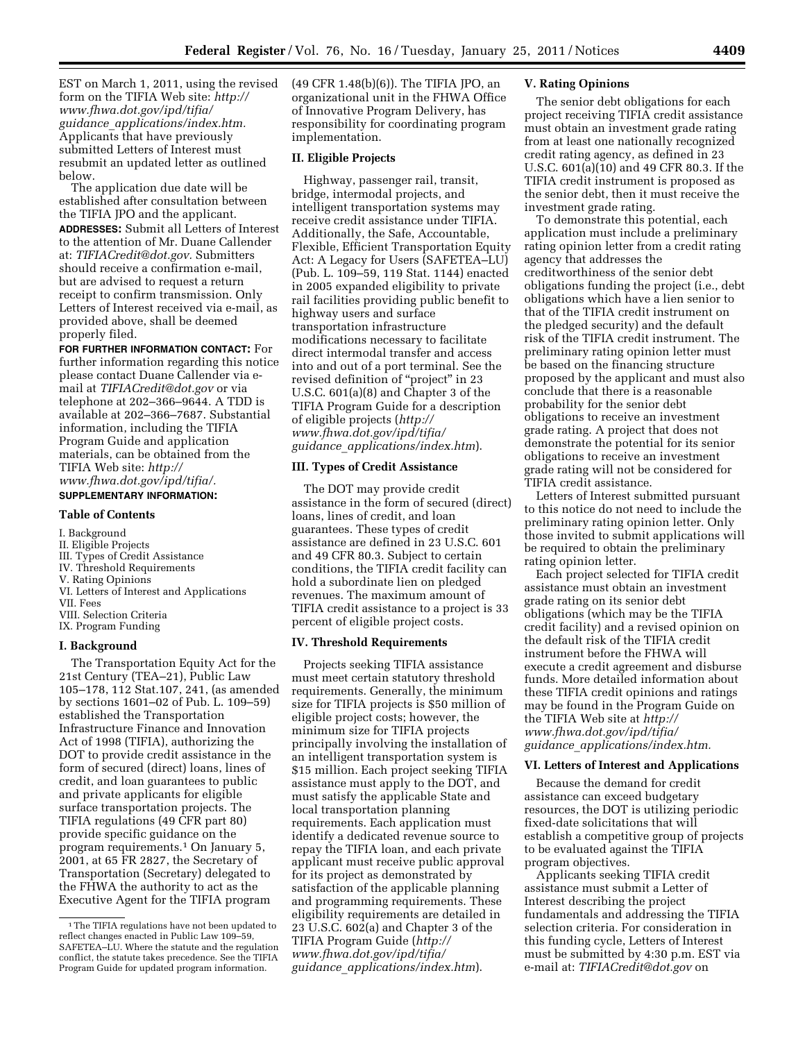EST on March 1, 2011, using the revised form on the TIFIA Web site: *http://www.fhwa.dot.gov/ipd/tifia/guidance_applications/index.htm.* Applicants that have previously submitted Letters of Interest must resubmit an updated letter as outlined below.

The application due date will be established after consultation between the TIFIA JPO and the applicant.

**ADDRESSES:** Submit all Letters of Interest to the attention of Mr. Duane Callender at: *TIFIACredit@dot.gov.* Submitters should receive a confirmation e-mail, but are advised to request a return receipt to confirm transmission. Only Letters of Interest received via e-mail, as provided above, shall be deemed properly filed.

**FOR FURTHER INFORMATION CONTACT:** For further information regarding this notice please contact Duane Callender via e-mail at *TIFIACredit@dot.gov* or via telephone at 202–366–9644. A TDD is available at 202–366–7687. Substantial information, including the TIFIA Program Guide and application materials, can be obtained from the TIFIA Web site: *http://www.fhwa.dot.gov/ipd/tifia/.*

**SUPPLEMENTARY INFORMATION:**

### Table of Contents

I. Background
II. Eligible Projects
III. Types of Credit Assistance
IV. Threshold Requirements
V. Rating Opinions
VI. Letters of Interest and Applications
VII. Fees
VIII. Selection Criteria
IX. Program Funding

### I. Background

The Transportation Equity Act for the 21st Century (TEA–21), Public Law 105–178, 112 Stat.107, 241, (as amended by sections 1601–02 of Pub. L. 109–59) established the Transportation Infrastructure Finance and Innovation Act of 1998 (TIFIA), authorizing the DOT to provide credit assistance in the form of secured (direct) loans, lines of credit, and loan guarantees to public and private applicants for eligible surface transportation projects. The TIFIA regulations (49 CFR part 80) provide specific guidance on the program requirements.[1] On January 5, 2001, at 65 FR 2827, the Secretary of Transportation (Secretary) delegated to the FHWA the authority to act as the Executive Agent for the TIFIA program (49 CFR 1.48(b)(6)). The TIFIA JPO, an organizational unit in the FHWA Office of Innovative Program Delivery, has responsibility for coordinating program implementation.

### II. Eligible Projects

Highway, passenger rail, transit, bridge, intermodal projects, and intelligent transportation systems may receive credit assistance under TIFIA. Additionally, the Safe, Accountable, Flexible, Efficient Transportation Equity Act: A Legacy for Users (SAFETEA–LU) (Pub. L. 109–59, 119 Stat. 1144) enacted in 2005 expanded eligibility to private rail facilities providing public benefit to highway users and surface transportation infrastructure modifications necessary to facilitate direct intermodal transfer and access into and out of a port terminal. See the revised definition of "project" in 23 U.S.C. 601(a)(8) and Chapter 3 of the TIFIA Program Guide for a description of eligible projects (*http://www.fhwa.dot.gov/ipd/tifia/guidance_applications/index.htm*).

### III. Types of Credit Assistance

The DOT may provide credit assistance in the form of secured (direct) loans, lines of credit, and loan guarantees. These types of credit assistance are defined in 23 U.S.C. 601 and 49 CFR 80.3. Subject to certain conditions, the TIFIA credit facility can hold a subordinate lien on pledged revenues. The maximum amount of TIFIA credit assistance to a project is 33 percent of eligible project costs.

### IV. Threshold Requirements

Projects seeking TIFIA assistance must meet certain statutory threshold requirements. Generally, the minimum size for TIFIA projects is $50 million of eligible project costs; however, the minimum size for TIFIA projects principally involving the installation of an intelligent transportation system is $15 million. Each project seeking TIFIA assistance must apply to the DOT, and must satisfy the applicable State and local transportation planning requirements. Each application must identify a dedicated revenue source to repay the TIFIA loan, and each private applicant must receive public approval for its project as demonstrated by satisfaction of the applicable planning and programming requirements. These eligibility requirements are detailed in 23 U.S.C. 602(a) and Chapter 3 of the TIFIA Program Guide (*http://www.fhwa.dot.gov/ipd/tifia/guidance_applications/index.htm*).

### V. Rating Opinions

The senior debt obligations for each project receiving TIFIA credit assistance must obtain an investment grade rating from at least one nationally recognized credit rating agency, as defined in 23 U.S.C. 601(a)(10) and 49 CFR 80.3. If the TIFIA credit instrument is proposed as the senior debt, then it must receive the investment grade rating.

To demonstrate this potential, each application must include a preliminary rating opinion letter from a credit rating agency that addresses the creditworthiness of the senior debt obligations funding the project (i.e., debt obligations which have a lien senior to that of the TIFIA credit instrument on the pledged security) and the default risk of the TIFIA credit instrument. The preliminary rating opinion letter must be based on the financing structure proposed by the applicant and must also conclude that there is a reasonable probability for the senior debt obligations to receive an investment grade rating. A project that does not demonstrate the potential for its senior obligations to receive an investment grade rating will not be considered for TIFIA credit assistance.

Letters of Interest submitted pursuant to this notice do not need to include the preliminary rating opinion letter. Only those invited to submit applications will be required to obtain the preliminary rating opinion letter.

Each project selected for TIFIA credit assistance must obtain an investment grade rating on its senior debt obligations (which may be the TIFIA credit facility) and a revised opinion on the default risk of the TIFIA credit instrument before the FHWA will execute a credit agreement and disburse funds. More detailed information about these TIFIA credit opinions and ratings may be found in the Program Guide on the TIFIA Web site at *http://www.fhwa.dot.gov/ipd/tifia/guidance_applications/index.htm.*

### VI. Letters of Interest and Applications

Because the demand for credit assistance can exceed budgetary resources, the DOT is utilizing periodic fixed-date solicitations that will establish a competitive group of projects to be evaluated against the TIFIA program objectives.

Applicants seeking TIFIA credit assistance must submit a Letter of Interest describing the project fundamentals and addressing the TIFIA selection criteria. For consideration in this funding cycle, Letters of Interest must be submitted by 4:30 p.m. EST via e-mail at: *TIFIACredit@dot.gov* on

---

[1] The TIFIA regulations have not been updated to reflect changes enacted in Public Law 109–59, SAFETEA–LU. Where the statute and the regulation conflict, the statute takes precedence. See the TIFIA Program Guide for updated program information.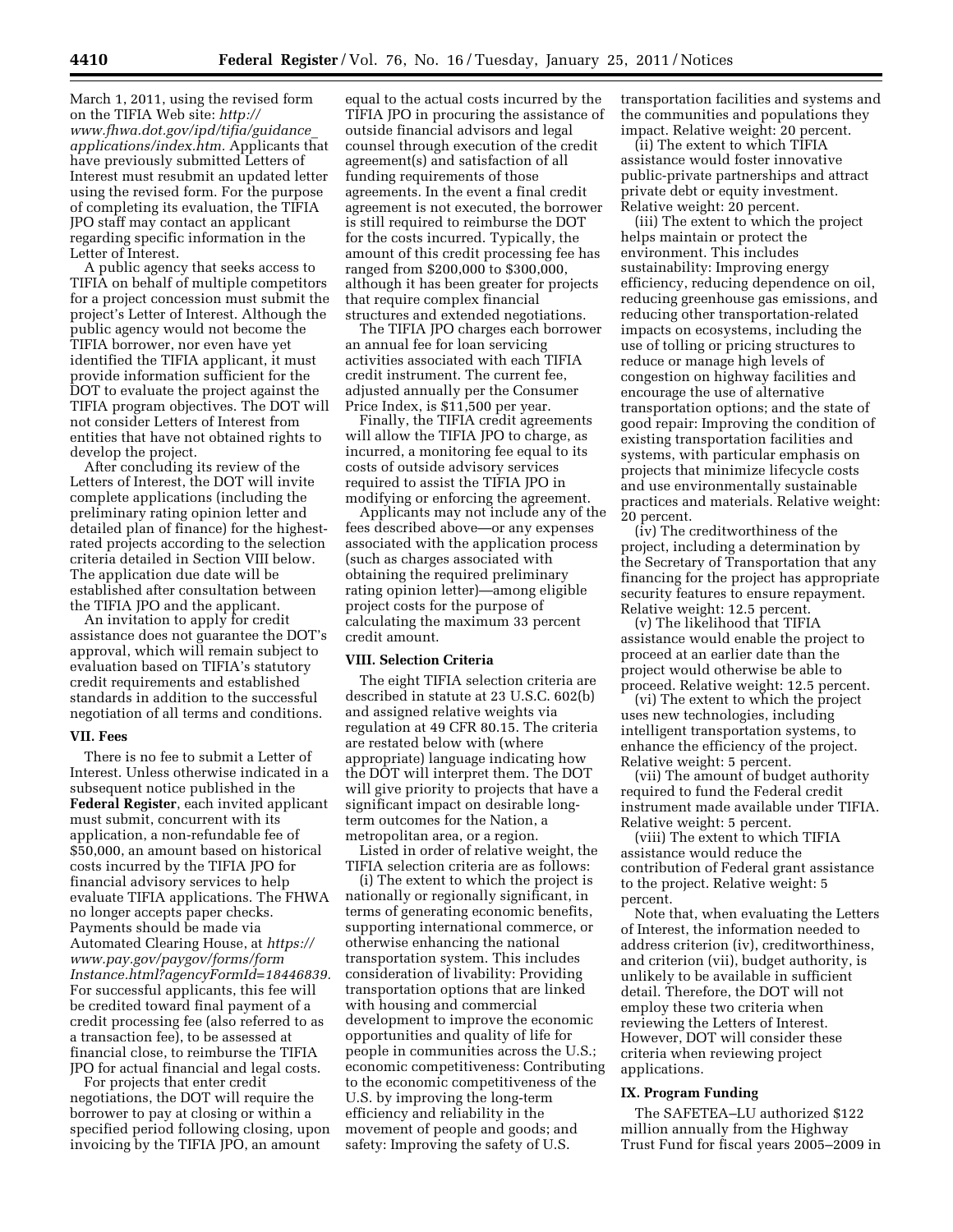March 1, 2011, using the revised form on the TIFIA Web site: *http://www.fhwa.dot.gov/ipd/tifia/guidance_applications/index.htm.* Applicants that have previously submitted Letters of Interest must resubmit an updated letter using the revised form. For the purpose of completing its evaluation, the TIFIA JPO staff may contact an applicant regarding specific information in the Letter of Interest.

A public agency that seeks access to TIFIA on behalf of multiple competitors for a project concession must submit the project's Letter of Interest. Although the public agency would not become the TIFIA borrower, nor even have yet identified the TIFIA applicant, it must provide information sufficient for the DOT to evaluate the project against the TIFIA program objectives. The DOT will not consider Letters of Interest from entities that have not obtained rights to develop the project.

After concluding its review of the Letters of Interest, the DOT will invite complete applications (including the preliminary rating opinion letter and detailed plan of finance) for the highest-rated projects according to the selection criteria detailed in Section VIII below. The application due date will be established after consultation between the TIFIA JPO and the applicant.

An invitation to apply for credit assistance does not guarantee the DOT's approval, which will remain subject to evaluation based on TIFIA's statutory credit requirements and established standards in addition to the successful negotiation of all terms and conditions.

## VII. Fees

There is no fee to submit a Letter of Interest. Unless otherwise indicated in a subsequent notice published in the **Federal Register**, each invited applicant must submit, concurrent with its application, a non-refundable fee of $50,000, an amount based on historical costs incurred by the TIFIA JPO for financial advisory services to help evaluate TIFIA applications. The FHWA no longer accepts paper checks. Payments should be made via Automated Clearing House, at *https://www.pay.gov/paygov/forms/formInstance.html?agencyFormId=18446839.* For successful applicants, this fee will be credited toward final payment of a credit processing fee (also referred to as a transaction fee), to be assessed at financial close, to reimburse the TIFIA JPO for actual financial and legal costs.

For projects that enter credit negotiations, the DOT will require the borrower to pay at closing or within a specified period following closing, upon invoicing by the TIFIA JPO, an amount equal to the actual costs incurred by the TIFIA JPO in procuring the assistance of outside financial advisors and legal counsel through execution of the credit agreement(s) and satisfaction of all funding requirements of those agreements. In the event a final credit agreement is not executed, the borrower is still required to reimburse the DOT for the costs incurred. Typically, the amount of this credit processing fee has ranged from $200,000 to $300,000, although it has been greater for projects that require complex financial structures and extended negotiations.

The TIFIA JPO charges each borrower an annual fee for loan servicing activities associated with each TIFIA credit instrument. The current fee, adjusted annually per the Consumer Price Index, is $11,500 per year.

Finally, the TIFIA credit agreements will allow the TIFIA JPO to charge, as incurred, a monitoring fee equal to its costs of outside advisory services required to assist the TIFIA JPO in modifying or enforcing the agreement.

Applicants may not include any of the fees described above—or any expenses associated with the application process (such as charges associated with obtaining the required preliminary rating opinion letter)—among eligible project costs for the purpose of calculating the maximum 33 percent credit amount.

## VIII. Selection Criteria

The eight TIFIA selection criteria are described in statute at 23 U.S.C. 602(b) and assigned relative weights via regulation at 49 CFR 80.15. The criteria are restated below with (where appropriate) language indicating how the DOT will interpret them. The DOT will give priority to projects that have a significant impact on desirable long-term outcomes for the Nation, a metropolitan area, or a region.

Listed in order of relative weight, the TIFIA selection criteria are as follows:

(i) The extent to which the project is nationally or regionally significant, in terms of generating economic benefits, supporting international commerce, or otherwise enhancing the national transportation system. This includes consideration of livability: Providing transportation options that are linked with housing and commercial development to improve the economic opportunities and quality of life for people in communities across the U.S.; economic competitiveness: Contributing to the economic competitiveness of the U.S. by improving the long-term efficiency and reliability in the movement of people and goods; and safety: Improving the safety of U.S. transportation facilities and systems and the communities and populations they impact. Relative weight: 20 percent.

(ii) The extent to which TIFIA assistance would foster innovative public-private partnerships and attract private debt or equity investment. Relative weight: 20 percent.

(iii) The extent to which the project helps maintain or protect the environment. This includes sustainability: Improving energy efficiency, reducing dependence on oil, reducing greenhouse gas emissions, and reducing other transportation-related impacts on ecosystems, including the use of tolling or pricing structures to reduce or manage high levels of congestion on highway facilities and encourage the use of alternative transportation options; and the state of good repair: Improving the condition of existing transportation facilities and systems, with particular emphasis on projects that minimize lifecycle costs and use environmentally sustainable practices and materials. Relative weight: 20 percent.

(iv) The creditworthiness of the project, including a determination by the Secretary of Transportation that any financing for the project has appropriate security features to ensure repayment. Relative weight: 12.5 percent.

(v) The likelihood that TIFIA assistance would enable the project to proceed at an earlier date than the project would otherwise be able to proceed. Relative weight: 12.5 percent.

(vi) The extent to which the project uses new technologies, including intelligent transportation systems, to enhance the efficiency of the project. Relative weight: 5 percent.

(vii) The amount of budget authority required to fund the Federal credit instrument made available under TIFIA. Relative weight: 5 percent.

(viii) The extent to which TIFIA assistance would reduce the contribution of Federal grant assistance to the project. Relative weight: 5 percent.

Note that, when evaluating the Letters of Interest, the information needed to address criterion (iv), creditworthiness, and criterion (vii), budget authority, is unlikely to be available in sufficient detail. Therefore, the DOT will not employ these two criteria when reviewing the Letters of Interest. However, DOT will consider these criteria when reviewing project applications.

## IX. Program Funding

The SAFETEA–LU authorized $122 million annually from the Highway Trust Fund for fiscal years 2005–2009 in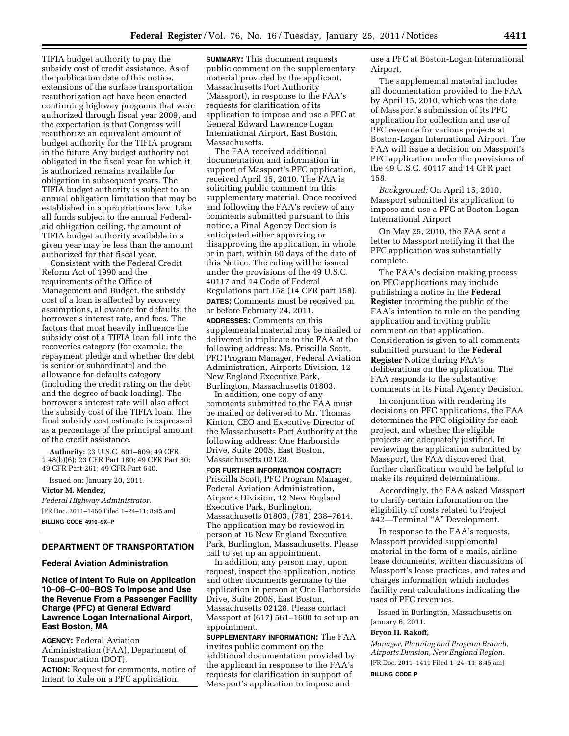TIFIA budget authority to pay the subsidy cost of credit assistance. As of the publication date of this notice, extensions of the surface transportation reauthorization act have been enacted continuing highway programs that were authorized through fiscal year 2009, and the expectation is that Congress will reauthorize an equivalent amount of budget authority for the TIFIA program in the future Any budget authority not obligated in the fiscal year for which it is authorized remains available for obligation in subsequent years. The TIFIA budget authority is subject to an annual obligation limitation that may be established in appropriations law. Like all funds subject to the annual Federal-aid obligation ceiling, the amount of TIFIA budget authority available in a given year may be less than the amount authorized for that fiscal year.

Consistent with the Federal Credit Reform Act of 1990 and the requirements of the Office of Management and Budget, the subsidy cost of a loan is affected by recovery assumptions, allowance for defaults, the borrower's interest rate, and fees. The factors that most heavily influence the subsidy cost of a TIFIA loan fall into the recoveries category (for example, the repayment pledge and whether the debt is senior or subordinate) and the allowance for defaults category (including the credit rating on the debt and the degree of back-loading). The borrower's interest rate will also affect the subsidy cost of the TIFIA loan. The final subsidy cost estimate is expressed as a percentage of the principal amount of the credit assistance.

**Authority:** 23 U.S.C. 601–609; 49 CFR 1.48(b)(6); 23 CFR Part 180; 49 CFR Part 80; 49 CFR Part 261; 49 CFR Part 640.

Issued on: January 20, 2011.

**Victor M. Mendez,**

*Federal Highway Administrator.*

[FR Doc. 2011–1460 Filed 1–24–11; 8:45 am]

**BILLING CODE 4910–9X–P**

## DEPARTMENT OF TRANSPORTATION

### Federal Aviation Administration

### Notice of Intent To Rule on Application 10–06–C–00–BOS To Impose and Use the Revenue From a Passenger Facility Charge (PFC) at General Edward Lawrence Logan International Airport, East Boston, MA

**AGENCY:** Federal Aviation Administration (FAA), Department of Transportation (DOT).

**ACTION:** Request for comments, notice of Intent to Rule on a PFC application.

**SUMMARY:** This document requests public comment on the supplementary material provided by the applicant, Massachusetts Port Authority (Massport), in response to the FAA's requests for clarification of its application to impose and use a PFC at General Edward Lawrence Logan International Airport, East Boston, Massachusetts.

The FAA received additional documentation and information in support of Massport's PFC application, received April 15, 2010. The FAA is soliciting public comment on this supplementary material. Once received and following the FAA's review of any comments submitted pursuant to this notice, a Final Agency Decision is anticipated either approving or disapproving the application, in whole or in part, within 60 days of the date of this Notice. The ruling will be issued under the provisions of the 49 U.S.C. 40117 and 14 Code of Federal Regulations part 158 (14 CFR part 158).

**DATES:** Comments must be received on or before February 24, 2011.

**ADDRESSES:** Comments on this supplemental material may be mailed or delivered in triplicate to the FAA at the following address: Ms. Priscilla Scott, PFC Program Manager, Federal Aviation Administration, Airports Division, 12 New England Executive Park, Burlington, Massachusetts 01803.

In addition, one copy of any comments submitted to the FAA must be mailed or delivered to Mr. Thomas Kinton, CEO and Executive Director of the Massachusetts Port Authority at the following address: One Harborside Drive, Suite 200S, East Boston, Massachusetts 02128.

**FOR FURTHER INFORMATION CONTACT:** Priscilla Scott, PFC Program Manager, Federal Aviation Administration, Airports Division, 12 New England Executive Park, Burlington, Massachusetts 01803, (781) 238–7614. The application may be reviewed in person at 16 New England Executive Park, Burlington, Massachusetts. Please call to set up an appointment.

In addition, any person may, upon request, inspect the application, notice and other documents germane to the application in person at One Harborside Drive, Suite 200S, East Boston, Massachusetts 02128. Please contact Massport at (617) 561–1600 to set up an appointment.

**SUPPLEMENTARY INFORMATION:** The FAA invites public comment on the additional documentation provided by the applicant in response to the FAA's requests for clarification in support of Massport's application to impose and use a PFC at Boston-Logan International Airport,

The supplemental material includes all documentation provided to the FAA by April 15, 2010, which was the date of Massport's submission of its PFC application for collection and use of PFC revenue for various projects at Boston-Logan International Airport. The FAA will issue a decision on Massport's PFC application under the provisions of the 49 U.S.C. 40117 and 14 CFR part 158.

*Background:* On April 15, 2010, Massport submitted its application to impose and use a PFC at Boston-Logan International Airport

On May 25, 2010, the FAA sent a letter to Massport notifying it that the PFC application was substantially complete.

The FAA's decision making process on PFC applications may include publishing a notice in the **Federal Register** informing the public of the FAA's intention to rule on the pending application and inviting public comment on that application. Consideration is given to all comments submitted pursuant to the **Federal Register** Notice during FAA's deliberations on the application. The FAA responds to the substantive comments in its Final Agency Decision.

In conjunction with rendering its decisions on PFC applications, the FAA determines the PFC eligibility for each project, and whether the eligible projects are adequately justified. In reviewing the application submitted by Massport, the FAA discovered that further clarification would be helpful to make its required determinations.

Accordingly, the FAA asked Massport to clarify certain information on the eligibility of costs related to Project #42—Terminal "A" Development.

In response to the FAA's requests, Massport provided supplemental material in the form of e-mails, airline lease documents, written discussions of Massport's lease practices, and rates and charges information which includes facility rent calculations indicating the uses of PFC revenues.

Issued in Burlington, Massachusetts on January 6, 2011.

**Bryon H. Rakoff,**

*Manager, Planning and Program Branch, Airports Division, New England Region.*

[FR Doc. 2011–1411 Filed 1–24–11; 8:45 am]

**BILLING CODE P**